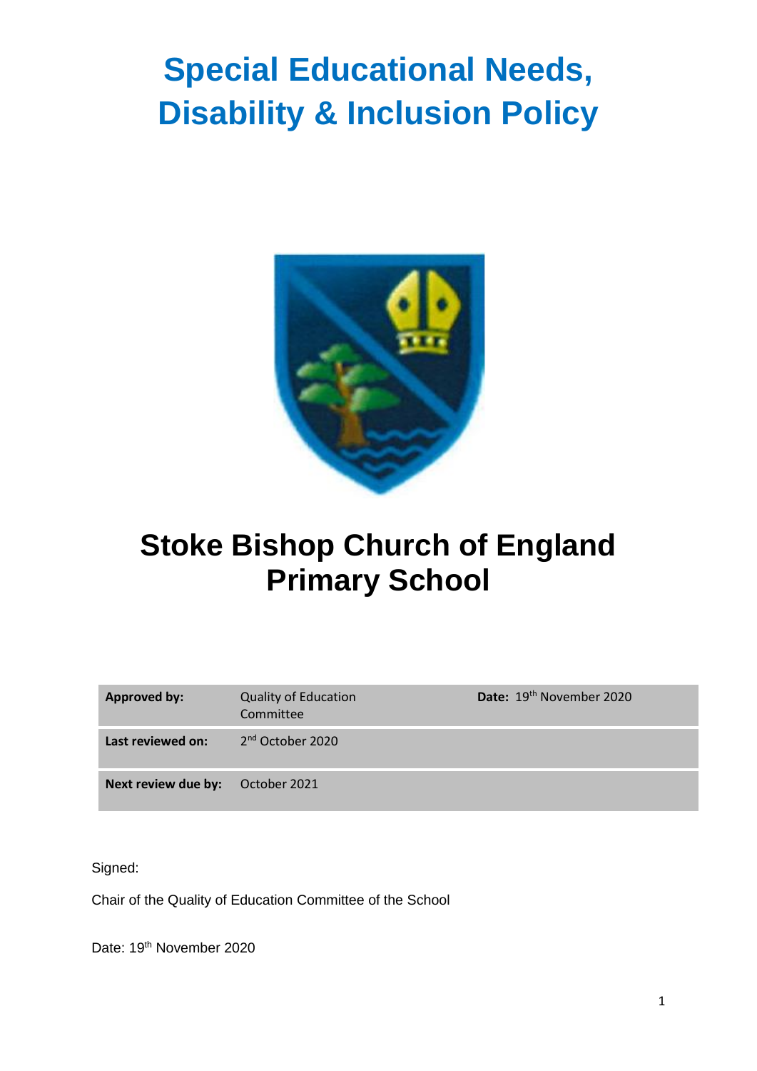# Special Educational Needs, Disability & Inclusion Policy

# Stoke Bishop Church of England Primary School

| **Approved by:** | Quality of Education Committee | **Date:** 19th November 2020 |
|---|---|---|
| **Last reviewed on:** | 2nd October 2020 | |
| **Next review due by:** | October 2021 | |

Signed:

Chair of the Quality of Education Committee of the School

Date: 19th November 2020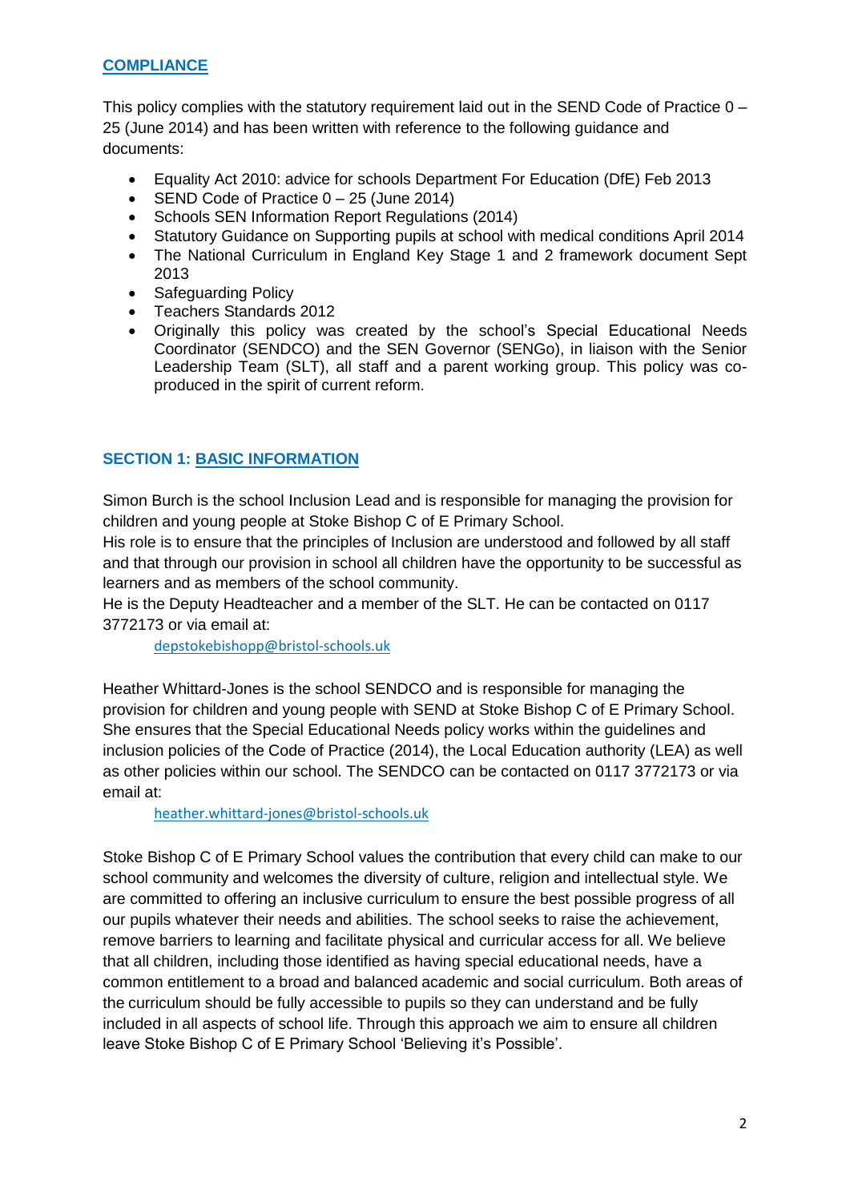## COMPLIANCE

This policy complies with the statutory requirement laid out in the SEND Code of Practice 0 – 25 (June 2014) and has been written with reference to the following guidance and documents:

- Equality Act 2010: advice for schools Department For Education (DfE) Feb 2013
- SEND Code of Practice 0 – 25 (June 2014)
- Schools SEN Information Report Regulations (2014)
- Statutory Guidance on Supporting pupils at school with medical conditions April 2014
- The National Curriculum in England Key Stage 1 and 2 framework document Sept 2013
- Safeguarding Policy
- Teachers Standards 2012
- Originally this policy was created by the school's Special Educational Needs Coordinator (SENDCO) and the SEN Governor (SENGo), in liaison with the Senior Leadership Team (SLT), all staff and a parent working group. This policy was co-produced in the spirit of current reform.

## SECTION 1: BASIC INFORMATION

Simon Burch is the school Inclusion Lead and is responsible for managing the provision for children and young people at Stoke Bishop C of E Primary School.
His role is to ensure that the principles of Inclusion are understood and followed by all staff and that through our provision in school all children have the opportunity to be successful as learners and as members of the school community.
He is the Deputy Headteacher and a member of the SLT. He can be contacted on 0117 3772173 or via email at:

depstokebishopp@bristol-schools.uk

Heather Whittard-Jones is the school SENDCO and is responsible for managing the provision for children and young people with SEND at Stoke Bishop C of E Primary School. She ensures that the Special Educational Needs policy works within the guidelines and inclusion policies of the Code of Practice (2014), the Local Education authority (LEA) as well as other policies within our school. The SENDCO can be contacted on 0117 3772173 or via email at:

heather.whittard-jones@bristol-schools.uk

Stoke Bishop C of E Primary School values the contribution that every child can make to our school community and welcomes the diversity of culture, religion and intellectual style. We are committed to offering an inclusive curriculum to ensure the best possible progress of all our pupils whatever their needs and abilities. The school seeks to raise the achievement, remove barriers to learning and facilitate physical and curricular access for all. We believe that all children, including those identified as having special educational needs, have a common entitlement to a broad and balanced academic and social curriculum. Both areas of the curriculum should be fully accessible to pupils so they can understand and be fully included in all aspects of school life. Through this approach we aim to ensure all children leave Stoke Bishop C of E Primary School 'Believing it's Possible'.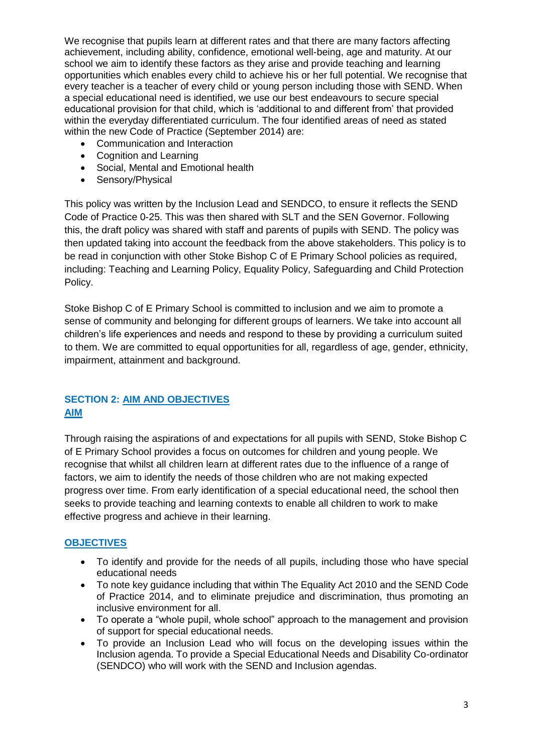We recognise that pupils learn at different rates and that there are many factors affecting achievement, including ability, confidence, emotional well-being, age and maturity. At our school we aim to identify these factors as they arise and provide teaching and learning opportunities which enables every child to achieve his or her full potential. We recognise that every teacher is a teacher of every child or young person including those with SEND. When a special educational need is identified, we use our best endeavours to secure special educational provision for that child, which is 'additional to and different from' that provided within the everyday differentiated curriculum. The four identified areas of need as stated within the new Code of Practice (September 2014) are:

- Communication and Interaction
- Cognition and Learning
- Social, Mental and Emotional health
- Sensory/Physical

This policy was written by the Inclusion Lead and SENDCO, to ensure it reflects the SEND Code of Practice 0-25. This was then shared with SLT and the SEN Governor. Following this, the draft policy was shared with staff and parents of pupils with SEND. The policy was then updated taking into account the feedback from the above stakeholders. This policy is to be read in conjunction with other Stoke Bishop C of E Primary School policies as required, including: Teaching and Learning Policy, Equality Policy, Safeguarding and Child Protection Policy.

Stoke Bishop C of E Primary School is committed to inclusion and we aim to promote a sense of community and belonging for different groups of learners. We take into account all children's life experiences and needs and respond to these by providing a curriculum suited to them. We are committed to equal opportunities for all, regardless of age, gender, ethnicity, impairment, attainment and background.

## SECTION 2: AIM AND OBJECTIVES

### AIM

Through raising the aspirations of and expectations for all pupils with SEND, Stoke Bishop C of E Primary School provides a focus on outcomes for children and young people. We recognise that whilst all children learn at different rates due to the influence of a range of factors, we aim to identify the needs of those children who are not making expected progress over time. From early identification of a special educational need, the school then seeks to provide teaching and learning contexts to enable all children to work to make effective progress and achieve in their learning.

### OBJECTIVES

- To identify and provide for the needs of all pupils, including those who have special educational needs
- To note key guidance including that within The Equality Act 2010 and the SEND Code of Practice 2014, and to eliminate prejudice and discrimination, thus promoting an inclusive environment for all.
- To operate a "whole pupil, whole school" approach to the management and provision of support for special educational needs.
- To provide an Inclusion Lead who will focus on the developing issues within the Inclusion agenda. To provide a Special Educational Needs and Disability Co-ordinator (SENDCO) who will work with the SEND and Inclusion agendas.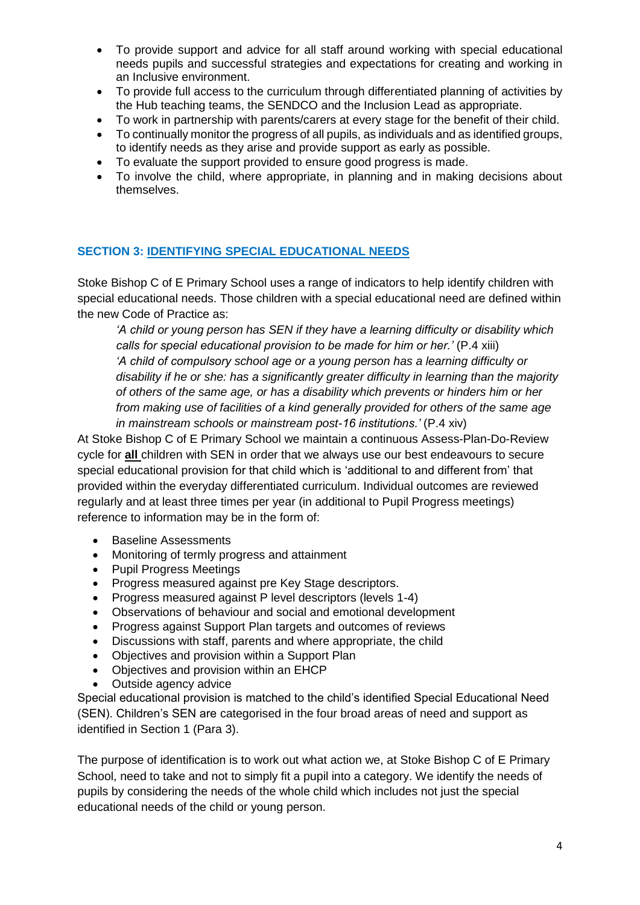- To provide support and advice for all staff around working with special educational needs pupils and successful strategies and expectations for creating and working in an Inclusive environment.
- To provide full access to the curriculum through differentiated planning of activities by the Hub teaching teams, the SENDCO and the Inclusion Lead as appropriate.
- To work in partnership with parents/carers at every stage for the benefit of their child.
- To continually monitor the progress of all pupils, as individuals and as identified groups, to identify needs as they arise and provide support as early as possible.
- To evaluate the support provided to ensure good progress is made.
- To involve the child, where appropriate, in planning and in making decisions about themselves.

## SECTION 3: IDENTIFYING SPECIAL EDUCATIONAL NEEDS

Stoke Bishop C of E Primary School uses a range of indicators to help identify children with special educational needs. Those children with a special educational need are defined within the new Code of Practice as:

> *'A child or young person has SEN if they have a learning difficulty or disability which calls for special educational provision to be made for him or her.'* (P.4 xiii)
> *'A child of compulsory school age or a young person has a learning difficulty or disability if he or she: has a significantly greater difficulty in learning than the majority of others of the same age, or has a disability which prevents or hinders him or her from making use of facilities of a kind generally provided for others of the same age in mainstream schools or mainstream post-16 institutions.'* (P.4 xiv)

At Stoke Bishop C of E Primary School we maintain a continuous Assess-Plan-Do-Review cycle for **all** children with SEN in order that we always use our best endeavours to secure special educational provision for that child which is 'additional to and different from' that provided within the everyday differentiated curriculum. Individual outcomes are reviewed regularly and at least three times per year (in additional to Pupil Progress meetings) reference to information may be in the form of:

- Baseline Assessments
- Monitoring of termly progress and attainment
- Pupil Progress Meetings
- Progress measured against pre Key Stage descriptors.
- Progress measured against P level descriptors (levels 1-4)
- Observations of behaviour and social and emotional development
- Progress against Support Plan targets and outcomes of reviews
- Discussions with staff, parents and where appropriate, the child
- Objectives and provision within a Support Plan
- Objectives and provision within an EHCP
- Outside agency advice

Special educational provision is matched to the child's identified Special Educational Need (SEN). Children's SEN are categorised in the four broad areas of need and support as identified in Section 1 (Para 3).

The purpose of identification is to work out what action we, at Stoke Bishop C of E Primary School, need to take and not to simply fit a pupil into a category. We identify the needs of pupils by considering the needs of the whole child which includes not just the special educational needs of the child or young person.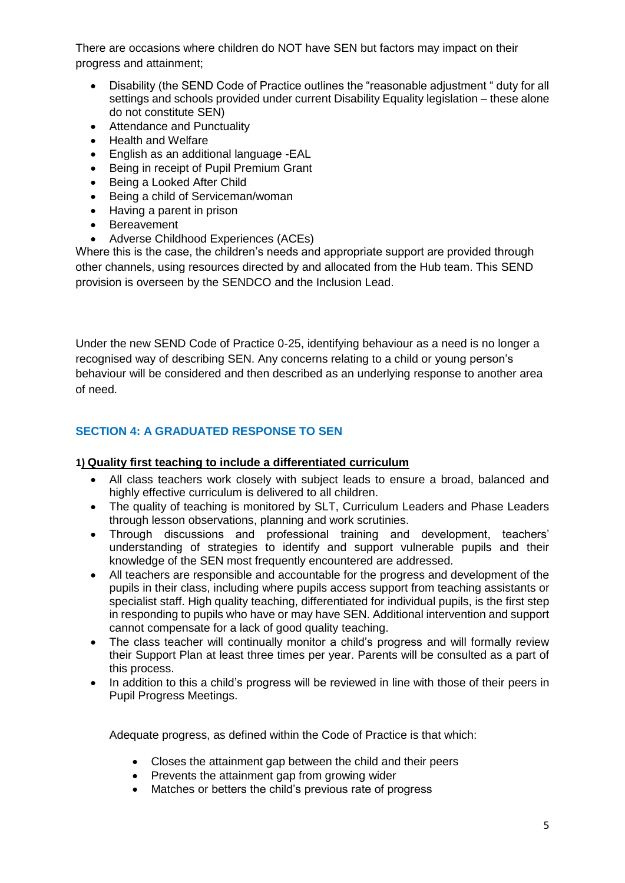There are occasions where children do NOT have SEN but factors may impact on their progress and attainment;

- Disability (the SEND Code of Practice outlines the "reasonable adjustment " duty for all settings and schools provided under current Disability Equality legislation – these alone do not constitute SEN)
- Attendance and Punctuality
- Health and Welfare
- English as an additional language -EAL
- Being in receipt of Pupil Premium Grant
- Being a Looked After Child
- Being a child of Serviceman/woman
- Having a parent in prison
- Bereavement
- Adverse Childhood Experiences (ACEs)

Where this is the case, the children's needs and appropriate support are provided through other channels, using resources directed by and allocated from the Hub team. This SEND provision is overseen by the SENDCO and the Inclusion Lead.

Under the new SEND Code of Practice 0-25, identifying behaviour as a need is no longer a recognised way of describing SEN. Any concerns relating to a child or young person's behaviour will be considered and then described as an underlying response to another area of need.

## SECTION 4: A GRADUATED RESPONSE TO SEN

### 1) Quality first teaching to include a differentiated curriculum

- All class teachers work closely with subject leads to ensure a broad, balanced and highly effective curriculum is delivered to all children.
- The quality of teaching is monitored by SLT, Curriculum Leaders and Phase Leaders through lesson observations, planning and work scrutinies.
- Through discussions and professional training and development, teachers' understanding of strategies to identify and support vulnerable pupils and their knowledge of the SEN most frequently encountered are addressed.
- All teachers are responsible and accountable for the progress and development of the pupils in their class, including where pupils access support from teaching assistants or specialist staff. High quality teaching, differentiated for individual pupils, is the first step in responding to pupils who have or may have SEN. Additional intervention and support cannot compensate for a lack of good quality teaching.
- The class teacher will continually monitor a child's progress and will formally review their Support Plan at least three times per year. Parents will be consulted as a part of this process.
- In addition to this a child's progress will be reviewed in line with those of their peers in Pupil Progress Meetings.

Adequate progress, as defined within the Code of Practice is that which:

- Closes the attainment gap between the child and their peers
- Prevents the attainment gap from growing wider
- Matches or betters the child's previous rate of progress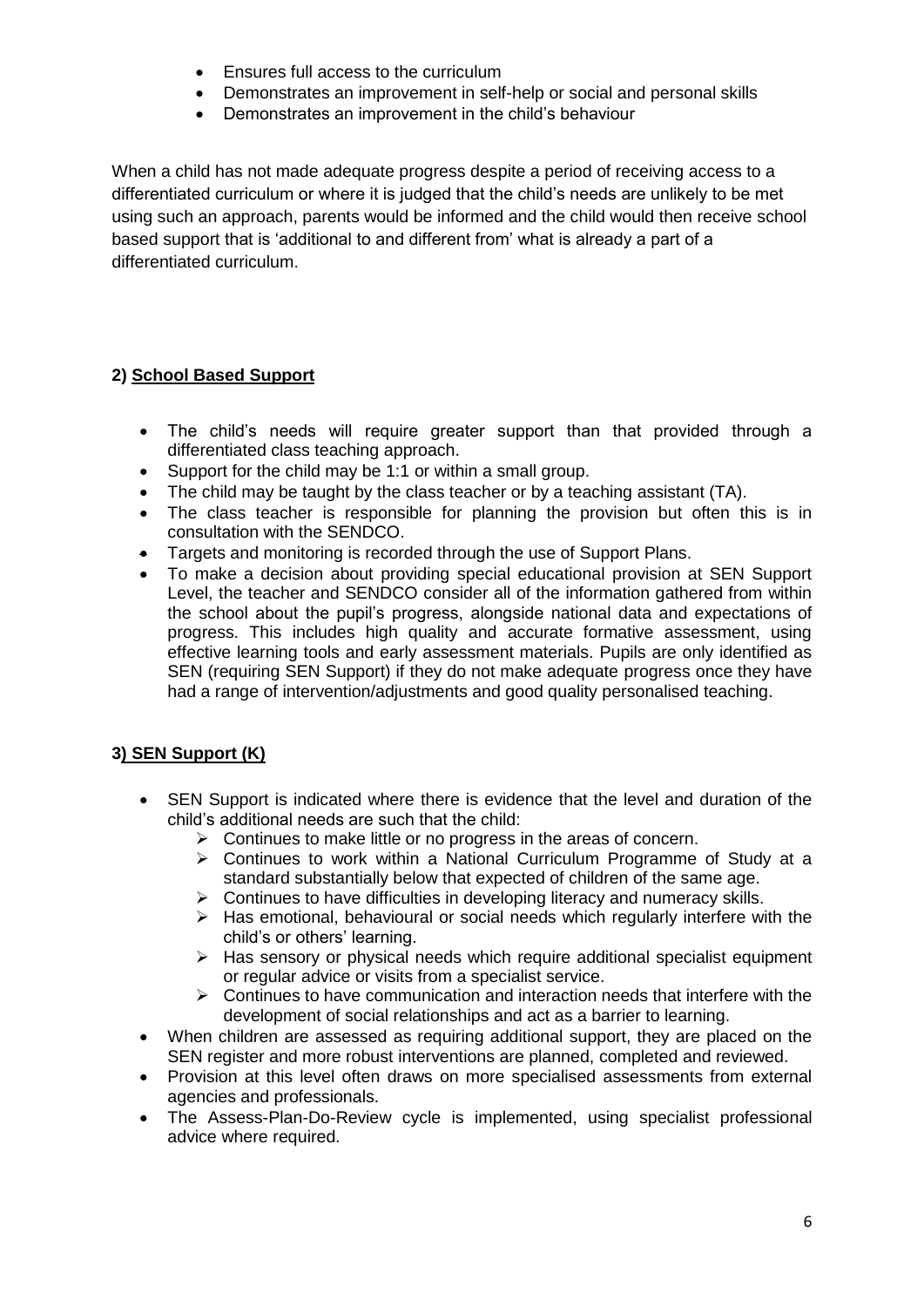- Ensures full access to the curriculum
- Demonstrates an improvement in self-help or social and personal skills
- Demonstrates an improvement in the child's behaviour

When a child has not made adequate progress despite a period of receiving access to a differentiated curriculum or where it is judged that the child's needs are unlikely to be met using such an approach, parents would be informed and the child would then receive school based support that is 'additional to and different from' what is already a part of a differentiated curriculum.

### 2) **School Based Support**

- The child's needs will require greater support than that provided through a differentiated class teaching approach.
- Support for the child may be 1:1 or within a small group.
- The child may be taught by the class teacher or by a teaching assistant (TA).
- The class teacher is responsible for planning the provision but often this is in consultation with the SENDCO.
- Targets and monitoring is recorded through the use of Support Plans.
- To make a decision about providing special educational provision at SEN Support Level, the teacher and SENDCO consider all of the information gathered from within the school about the pupil's progress, alongside national data and expectations of progress. This includes high quality and accurate formative assessment, using effective learning tools and early assessment materials. Pupils are only identified as SEN (requiring SEN Support) if they do not make adequate progress once they have had a range of intervention/adjustments and good quality personalised teaching.

### 3) **SEN Support (K)**

- SEN Support is indicated where there is evidence that the level and duration of the child's additional needs are such that the child:
  - Continues to make little or no progress in the areas of concern.
  - Continues to work within a National Curriculum Programme of Study at a standard substantially below that expected of children of the same age.
  - Continues to have difficulties in developing literacy and numeracy skills.
  - Has emotional, behavioural or social needs which regularly interfere with the child's or others' learning.
  - Has sensory or physical needs which require additional specialist equipment or regular advice or visits from a specialist service.
  - Continues to have communication and interaction needs that interfere with the development of social relationships and act as a barrier to learning.
- When children are assessed as requiring additional support, they are placed on the SEN register and more robust interventions are planned, completed and reviewed.
- Provision at this level often draws on more specialised assessments from external agencies and professionals.
- The Assess-Plan-Do-Review cycle is implemented, using specialist professional advice where required.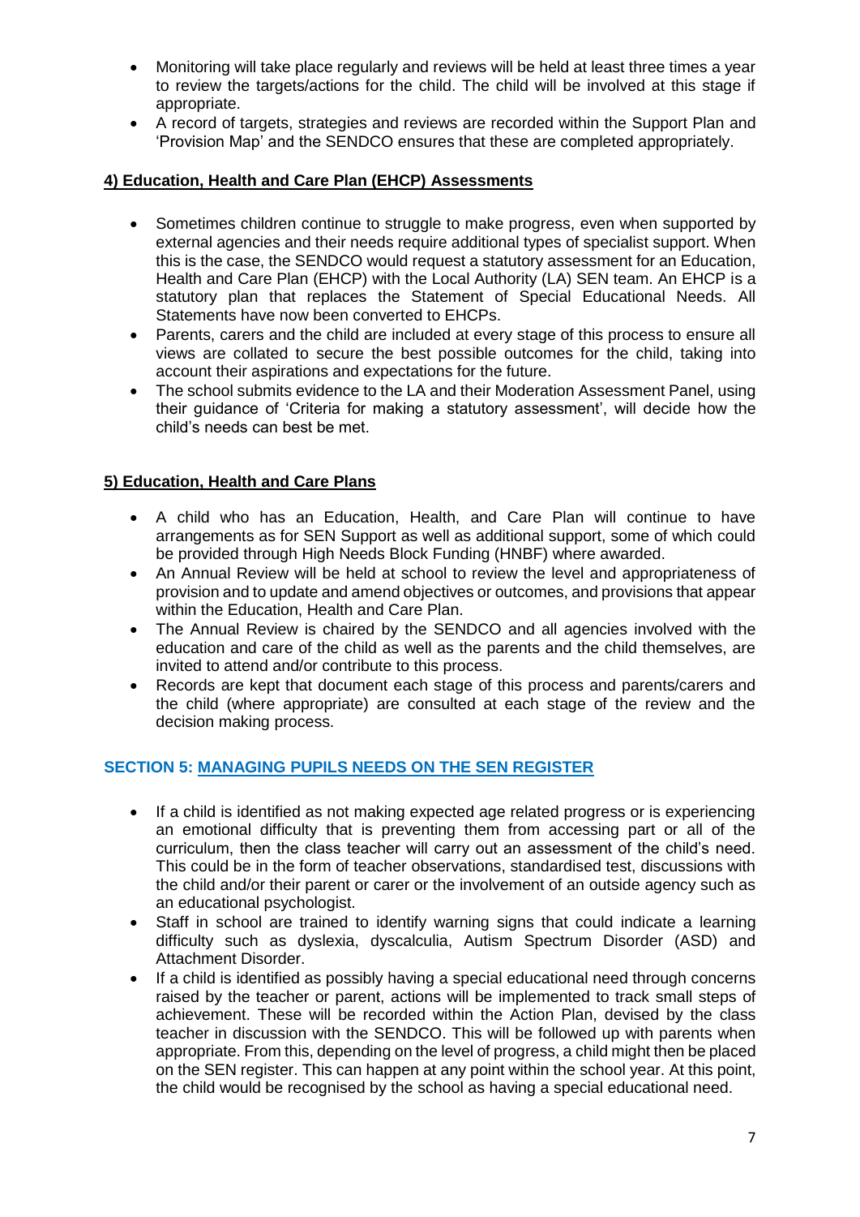- Monitoring will take place regularly and reviews will be held at least three times a year to review the targets/actions for the child. The child will be involved at this stage if appropriate.
- A record of targets, strategies and reviews are recorded within the Support Plan and 'Provision Map' and the SENDCO ensures that these are completed appropriately.

### 4) Education, Health and Care Plan (EHCP) Assessments

- Sometimes children continue to struggle to make progress, even when supported by external agencies and their needs require additional types of specialist support. When this is the case, the SENDCO would request a statutory assessment for an Education, Health and Care Plan (EHCP) with the Local Authority (LA) SEN team. An EHCP is a statutory plan that replaces the Statement of Special Educational Needs. All Statements have now been converted to EHCPs.
- Parents, carers and the child are included at every stage of this process to ensure all views are collated to secure the best possible outcomes for the child, taking into account their aspirations and expectations for the future.
- The school submits evidence to the LA and their Moderation Assessment Panel, using their guidance of 'Criteria for making a statutory assessment', will decide how the child's needs can best be met.

### 5) Education, Health and Care Plans

- A child who has an Education, Health, and Care Plan will continue to have arrangements as for SEN Support as well as additional support, some of which could be provided through High Needs Block Funding (HNBF) where awarded.
- An Annual Review will be held at school to review the level and appropriateness of provision and to update and amend objectives or outcomes, and provisions that appear within the Education, Health and Care Plan.
- The Annual Review is chaired by the SENDCO and all agencies involved with the education and care of the child as well as the parents and the child themselves, are invited to attend and/or contribute to this process.
- Records are kept that document each stage of this process and parents/carers and the child (where appropriate) are consulted at each stage of the review and the decision making process.

## SECTION 5: MANAGING PUPILS NEEDS ON THE SEN REGISTER

- If a child is identified as not making expected age related progress or is experiencing an emotional difficulty that is preventing them from accessing part or all of the curriculum, then the class teacher will carry out an assessment of the child's need. This could be in the form of teacher observations, standardised test, discussions with the child and/or their parent or carer or the involvement of an outside agency such as an educational psychologist.
- Staff in school are trained to identify warning signs that could indicate a learning difficulty such as dyslexia, dyscalculia, Autism Spectrum Disorder (ASD) and Attachment Disorder.
- If a child is identified as possibly having a special educational need through concerns raised by the teacher or parent, actions will be implemented to track small steps of achievement. These will be recorded within the Action Plan, devised by the class teacher in discussion with the SENDCO. This will be followed up with parents when appropriate. From this, depending on the level of progress, a child might then be placed on the SEN register. This can happen at any point within the school year. At this point, the child would be recognised by the school as having a special educational need.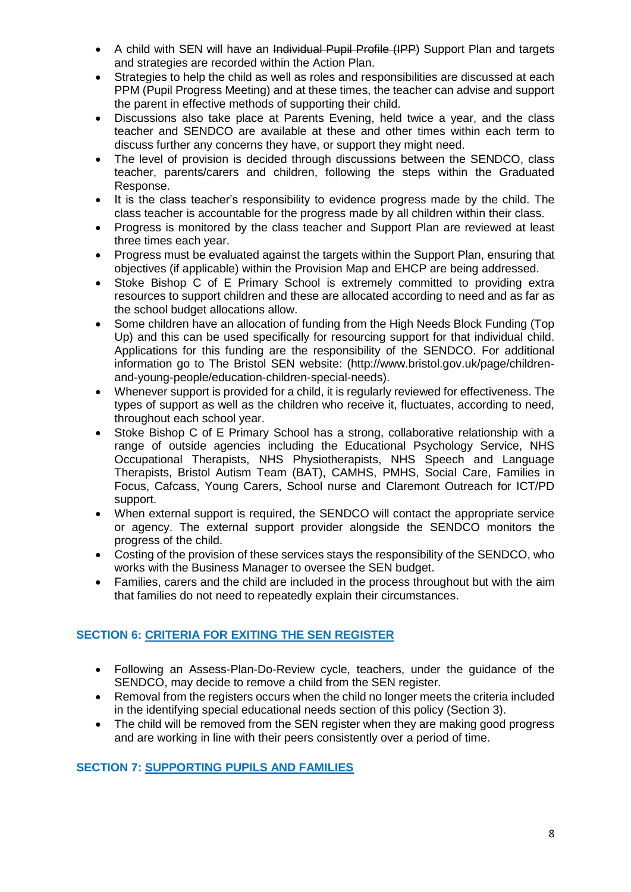- A child with SEN will have an ~~Individual Pupil Profile (IPP~~) Support Plan and targets and strategies are recorded within the Action Plan.
- Strategies to help the child as well as roles and responsibilities are discussed at each PPM (Pupil Progress Meeting) and at these times, the teacher can advise and support the parent in effective methods of supporting their child.
- Discussions also take place at Parents Evening, held twice a year, and the class teacher and SENDCO are available at these and other times within each term to discuss further any concerns they have, or support they might need.
- The level of provision is decided through discussions between the SENDCO, class teacher, parents/carers and children, following the steps within the Graduated Response.
- It is the class teacher's responsibility to evidence progress made by the child. The class teacher is accountable for the progress made by all children within their class.
- Progress is monitored by the class teacher and Support Plan are reviewed at least three times each year.
- Progress must be evaluated against the targets within the Support Plan, ensuring that objectives (if applicable) within the Provision Map and EHCP are being addressed.
- Stoke Bishop C of E Primary School is extremely committed to providing extra resources to support children and these are allocated according to need and as far as the school budget allocations allow.
- Some children have an allocation of funding from the High Needs Block Funding (Top Up) and this can be used specifically for resourcing support for that individual child. Applications for this funding are the responsibility of the SENDCO. For additional information go to The Bristol SEN website: (http://www.bristol.gov.uk/page/children-and-young-people/education-children-special-needs).
- Whenever support is provided for a child, it is regularly reviewed for effectiveness. The types of support as well as the children who receive it, fluctuates, according to need, throughout each school year.
- Stoke Bishop C of E Primary School has a strong, collaborative relationship with a range of outside agencies including the Educational Psychology Service, NHS Occupational Therapists, NHS Physiotherapists, NHS Speech and Language Therapists, Bristol Autism Team (BAT), CAMHS, PMHS, Social Care, Families in Focus, Cafcass, Young Carers, School nurse and Claremont Outreach for ICT/PD support.
- When external support is required, the SENDCO will contact the appropriate service or agency. The external support provider alongside the SENDCO monitors the progress of the child.
- Costing of the provision of these services stays the responsibility of the SENDCO, who works with the Business Manager to oversee the SEN budget.
- Families, carers and the child are included in the process throughout but with the aim that families do not need to repeatedly explain their circumstances.

## SECTION 6: CRITERIA FOR EXITING THE SEN REGISTER

- Following an Assess-Plan-Do-Review cycle, teachers, under the guidance of the SENDCO, may decide to remove a child from the SEN register.
- Removal from the registers occurs when the child no longer meets the criteria included in the identifying special educational needs section of this policy (Section 3).
- The child will be removed from the SEN register when they are making good progress and are working in line with their peers consistently over a period of time.

## SECTION 7: SUPPORTING PUPILS AND FAMILIES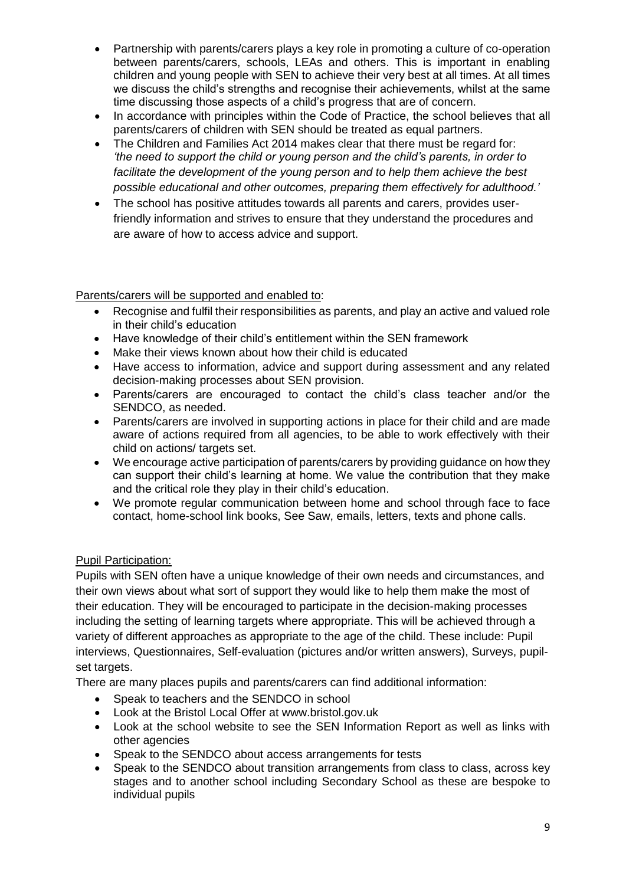- Partnership with parents/carers plays a key role in promoting a culture of co-operation between parents/carers, schools, LEAs and others. This is important in enabling children and young people with SEN to achieve their very best at all times. At all times we discuss the child's strengths and recognise their achievements, whilst at the same time discussing those aspects of a child's progress that are of concern.
- In accordance with principles within the Code of Practice, the school believes that all parents/carers of children with SEN should be treated as equal partners.
- The Children and Families Act 2014 makes clear that there must be regard for: *'the need to support the child or young person and the child's parents, in order to facilitate the development of the young person and to help them achieve the best possible educational and other outcomes, preparing them effectively for adulthood.'*
- The school has positive attitudes towards all parents and carers, provides user-friendly information and strives to ensure that they understand the procedures and are aware of how to access advice and support.

<u>Parents/carers will be supported and enabled to</u>:

- Recognise and fulfil their responsibilities as parents, and play an active and valued role in their child's education
- Have knowledge of their child's entitlement within the SEN framework
- Make their views known about how their child is educated
- Have access to information, advice and support during assessment and any related decision-making processes about SEN provision.
- Parents/carers are encouraged to contact the child's class teacher and/or the SENDCO, as needed.
- Parents/carers are involved in supporting actions in place for their child and are made aware of actions required from all agencies, to be able to work effectively with their child on actions/ targets set.
- We encourage active participation of parents/carers by providing guidance on how they can support their child's learning at home. We value the contribution that they make and the critical role they play in their child's education.
- We promote regular communication between home and school through face to face contact, home-school link books, See Saw, emails, letters, texts and phone calls.

<u>Pupil Participation:</u>

Pupils with SEN often have a unique knowledge of their own needs and circumstances, and their own views about what sort of support they would like to help them make the most of their education. They will be encouraged to participate in the decision-making processes including the setting of learning targets where appropriate. This will be achieved through a variety of different approaches as appropriate to the age of the child. These include: Pupil interviews, Questionnaires, Self-evaluation (pictures and/or written answers), Surveys, pupil-set targets.

There are many places pupils and parents/carers can find additional information:

- Speak to teachers and the SENDCO in school
- Look at the Bristol Local Offer at www.bristol.gov.uk
- Look at the school website to see the SEN Information Report as well as links with other agencies
- Speak to the SENDCO about access arrangements for tests
- Speak to the SENDCO about transition arrangements from class to class, across key stages and to another school including Secondary School as these are bespoke to individual pupils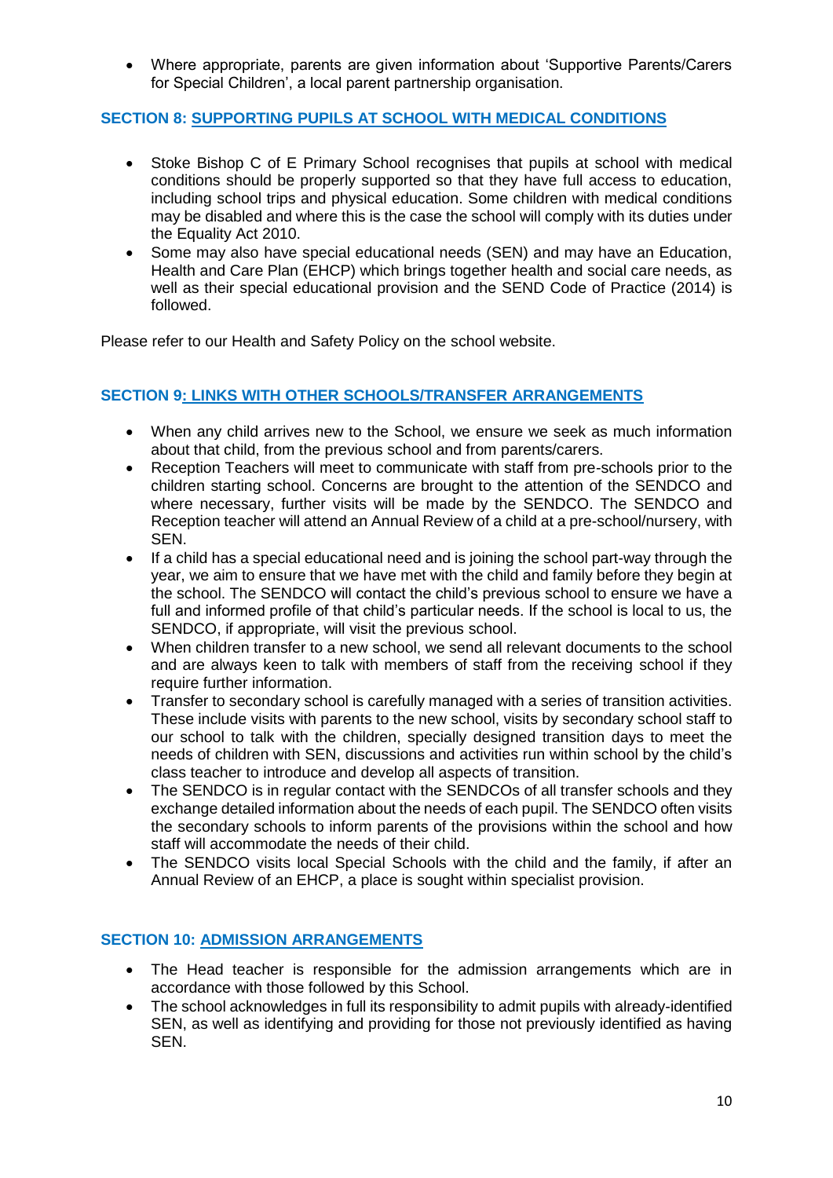- Where appropriate, parents are given information about 'Supportive Parents/Carers for Special Children', a local parent partnership organisation.

## SECTION 8: SUPPORTING PUPILS AT SCHOOL WITH MEDICAL CONDITIONS

- Stoke Bishop C of E Primary School recognises that pupils at school with medical conditions should be properly supported so that they have full access to education, including school trips and physical education. Some children with medical conditions may be disabled and where this is the case the school will comply with its duties under the Equality Act 2010.
- Some may also have special educational needs (SEN) and may have an Education, Health and Care Plan (EHCP) which brings together health and social care needs, as well as their special educational provision and the SEND Code of Practice (2014) is followed.

Please refer to our Health and Safety Policy on the school website.

## SECTION 9: LINKS WITH OTHER SCHOOLS/TRANSFER ARRANGEMENTS

- When any child arrives new to the School, we ensure we seek as much information about that child, from the previous school and from parents/carers.
- Reception Teachers will meet to communicate with staff from pre-schools prior to the children starting school. Concerns are brought to the attention of the SENDCO and where necessary, further visits will be made by the SENDCO. The SENDCO and Reception teacher will attend an Annual Review of a child at a pre-school/nursery, with SEN.
- If a child has a special educational need and is joining the school part-way through the year, we aim to ensure that we have met with the child and family before they begin at the school. The SENDCO will contact the child's previous school to ensure we have a full and informed profile of that child's particular needs. If the school is local to us, the SENDCO, if appropriate, will visit the previous school.
- When children transfer to a new school, we send all relevant documents to the school and are always keen to talk with members of staff from the receiving school if they require further information.
- Transfer to secondary school is carefully managed with a series of transition activities. These include visits with parents to the new school, visits by secondary school staff to our school to talk with the children, specially designed transition days to meet the needs of children with SEN, discussions and activities run within school by the child's class teacher to introduce and develop all aspects of transition.
- The SENDCO is in regular contact with the SENDCOs of all transfer schools and they exchange detailed information about the needs of each pupil. The SENDCO often visits the secondary schools to inform parents of the provisions within the school and how staff will accommodate the needs of their child.
- The SENDCO visits local Special Schools with the child and the family, if after an Annual Review of an EHCP, a place is sought within specialist provision.

## SECTION 10: ADMISSION ARRANGEMENTS

- The Head teacher is responsible for the admission arrangements which are in accordance with those followed by this School.
- The school acknowledges in full its responsibility to admit pupils with already-identified SEN, as well as identifying and providing for those not previously identified as having SEN.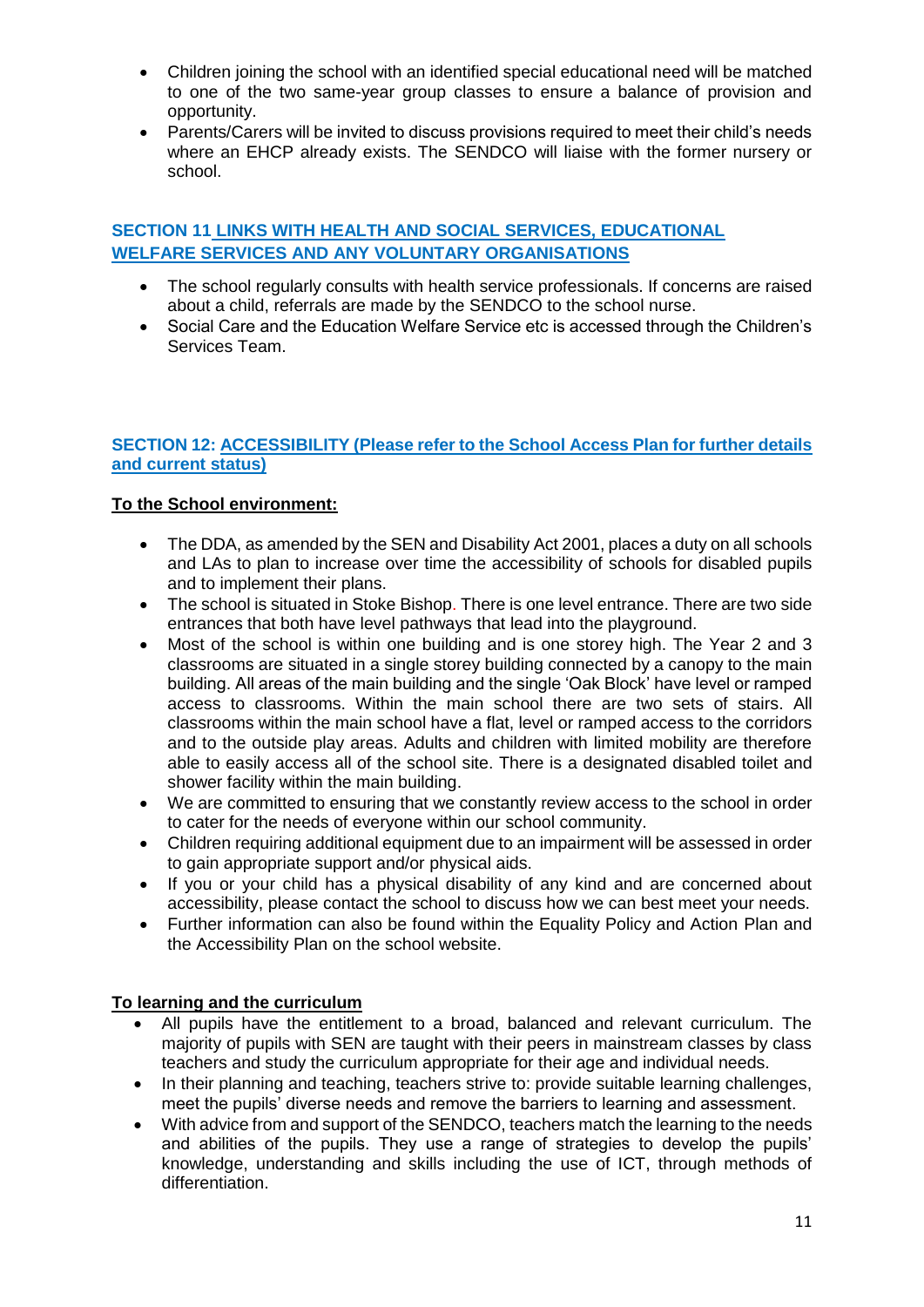- Children joining the school with an identified special educational need will be matched to one of the two same-year group classes to ensure a balance of provision and opportunity.
- Parents/Carers will be invited to discuss provisions required to meet their child's needs where an EHCP already exists. The SENDCO will liaise with the former nursery or school.

## SECTION 11 LINKS WITH HEALTH AND SOCIAL SERVICES, EDUCATIONAL WELFARE SERVICES AND ANY VOLUNTARY ORGANISATIONS

- The school regularly consults with health service professionals. If concerns are raised about a child, referrals are made by the SENDCO to the school nurse.
- Social Care and the Education Welfare Service etc is accessed through the Children's Services Team.

## SECTION 12: ACCESSIBILITY (Please refer to the School Access Plan for further details and current status)

**To the School environment:**

- The DDA, as amended by the SEN and Disability Act 2001, places a duty on all schools and LAs to plan to increase over time the accessibility of schools for disabled pupils and to implement their plans.
- The school is situated in Stoke Bishop. There is one level entrance. There are two side entrances that both have level pathways that lead into the playground.
- Most of the school is within one building and is one storey high. The Year 2 and 3 classrooms are situated in a single storey building connected by a canopy to the main building. All areas of the main building and the single 'Oak Block' have level or ramped access to classrooms. Within the main school there are two sets of stairs. All classrooms within the main school have a flat, level or ramped access to the corridors and to the outside play areas. Adults and children with limited mobility are therefore able to easily access all of the school site. There is a designated disabled toilet and shower facility within the main building.
- We are committed to ensuring that we constantly review access to the school in order to cater for the needs of everyone within our school community.
- Children requiring additional equipment due to an impairment will be assessed in order to gain appropriate support and/or physical aids.
- If you or your child has a physical disability of any kind and are concerned about accessibility, please contact the school to discuss how we can best meet your needs.
- Further information can also be found within the Equality Policy and Action Plan and the Accessibility Plan on the school website.

**To learning and the curriculum**

- All pupils have the entitlement to a broad, balanced and relevant curriculum. The majority of pupils with SEN are taught with their peers in mainstream classes by class teachers and study the curriculum appropriate for their age and individual needs.
- In their planning and teaching, teachers strive to: provide suitable learning challenges, meet the pupils' diverse needs and remove the barriers to learning and assessment.
- With advice from and support of the SENDCO, teachers match the learning to the needs and abilities of the pupils. They use a range of strategies to develop the pupils' knowledge, understanding and skills including the use of ICT, through methods of differentiation.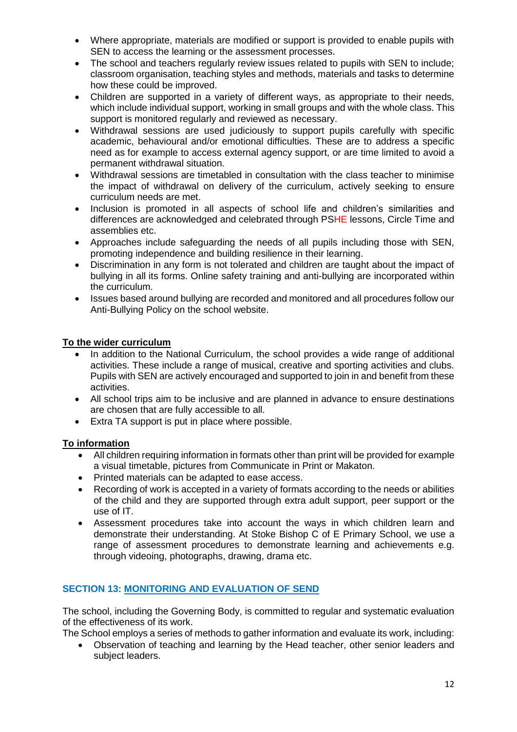- Where appropriate, materials are modified or support is provided to enable pupils with SEN to access the learning or the assessment processes.
- The school and teachers regularly review issues related to pupils with SEN to include; classroom organisation, teaching styles and methods, materials and tasks to determine how these could be improved.
- Children are supported in a variety of different ways, as appropriate to their needs, which include individual support, working in small groups and with the whole class. This support is monitored regularly and reviewed as necessary.
- Withdrawal sessions are used judiciously to support pupils carefully with specific academic, behavioural and/or emotional difficulties. These are to address a specific need as for example to access external agency support, or are time limited to avoid a permanent withdrawal situation.
- Withdrawal sessions are timetabled in consultation with the class teacher to minimise the impact of withdrawal on delivery of the curriculum, actively seeking to ensure curriculum needs are met.
- Inclusion is promoted in all aspects of school life and children's similarities and differences are acknowledged and celebrated through PSHE lessons, Circle Time and assemblies etc.
- Approaches include safeguarding the needs of all pupils including those with SEN, promoting independence and building resilience in their learning.
- Discrimination in any form is not tolerated and children are taught about the impact of bullying in all its forms. Online safety training and anti-bullying are incorporated within the curriculum.
- Issues based around bullying are recorded and monitored and all procedures follow our Anti-Bullying Policy on the school website.

**To the wider curriculum**

- In addition to the National Curriculum, the school provides a wide range of additional activities. These include a range of musical, creative and sporting activities and clubs. Pupils with SEN are actively encouraged and supported to join in and benefit from these activities.
- All school trips aim to be inclusive and are planned in advance to ensure destinations are chosen that are fully accessible to all.
- Extra TA support is put in place where possible.

**To information**

- All children requiring information in formats other than print will be provided for example a visual timetable, pictures from Communicate in Print or Makaton.
- Printed materials can be adapted to ease access.
- Recording of work is accepted in a variety of formats according to the needs or abilities of the child and they are supported through extra adult support, peer support or the use of IT.
- Assessment procedures take into account the ways in which children learn and demonstrate their understanding. At Stoke Bishop C of E Primary School, we use a range of assessment procedures to demonstrate learning and achievements e.g. through videoing, photographs, drawing, drama etc.

## SECTION 13: MONITORING AND EVALUATION OF SEND

The school, including the Governing Body, is committed to regular and systematic evaluation of the effectiveness of its work.

The School employs a series of methods to gather information and evaluate its work, including:

- Observation of teaching and learning by the Head teacher, other senior leaders and subject leaders.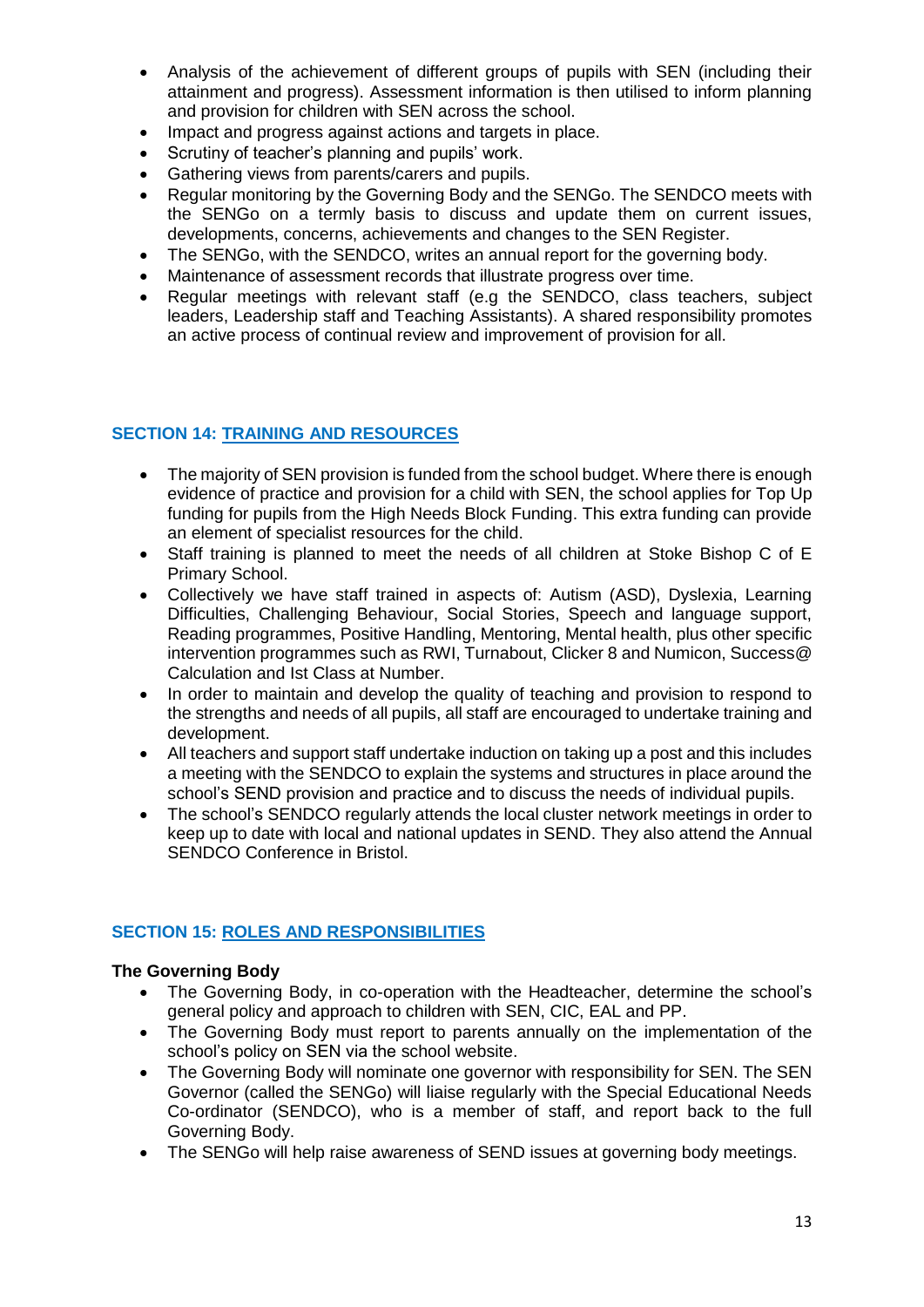- Analysis of the achievement of different groups of pupils with SEN (including their attainment and progress). Assessment information is then utilised to inform planning and provision for children with SEN across the school.
- Impact and progress against actions and targets in place.
- Scrutiny of teacher's planning and pupils' work.
- Gathering views from parents/carers and pupils.
- Regular monitoring by the Governing Body and the SENGo. The SENDCO meets with the SENGo on a termly basis to discuss and update them on current issues, developments, concerns, achievements and changes to the SEN Register.
- The SENGo, with the SENDCO, writes an annual report for the governing body.
- Maintenance of assessment records that illustrate progress over time.
- Regular meetings with relevant staff (e.g the SENDCO, class teachers, subject leaders, Leadership staff and Teaching Assistants). A shared responsibility promotes an active process of continual review and improvement of provision for all.

## SECTION 14: TRAINING AND RESOURCES

- The majority of SEN provision is funded from the school budget. Where there is enough evidence of practice and provision for a child with SEN, the school applies for Top Up funding for pupils from the High Needs Block Funding. This extra funding can provide an element of specialist resources for the child.
- Staff training is planned to meet the needs of all children at Stoke Bishop C of E Primary School.
- Collectively we have staff trained in aspects of: Autism (ASD), Dyslexia, Learning Difficulties, Challenging Behaviour, Social Stories, Speech and language support, Reading programmes, Positive Handling, Mentoring, Mental health, plus other specific intervention programmes such as RWI, Turnabout, Clicker 8 and Numicon, Success@ Calculation and Ist Class at Number.
- In order to maintain and develop the quality of teaching and provision to respond to the strengths and needs of all pupils, all staff are encouraged to undertake training and development.
- All teachers and support staff undertake induction on taking up a post and this includes a meeting with the SENDCO to explain the systems and structures in place around the school's SEND provision and practice and to discuss the needs of individual pupils.
- The school's SENDCO regularly attends the local cluster network meetings in order to keep up to date with local and national updates in SEND. They also attend the Annual SENDCO Conference in Bristol.

## SECTION 15: ROLES AND RESPONSIBILITIES

**The Governing Body**

- The Governing Body, in co-operation with the Headteacher, determine the school's general policy and approach to children with SEN, CIC, EAL and PP.
- The Governing Body must report to parents annually on the implementation of the school's policy on SEN via the school website.
- The Governing Body will nominate one governor with responsibility for SEN. The SEN Governor (called the SENGo) will liaise regularly with the Special Educational Needs Co-ordinator (SENDCO), who is a member of staff, and report back to the full Governing Body.
- The SENGo will help raise awareness of SEND issues at governing body meetings.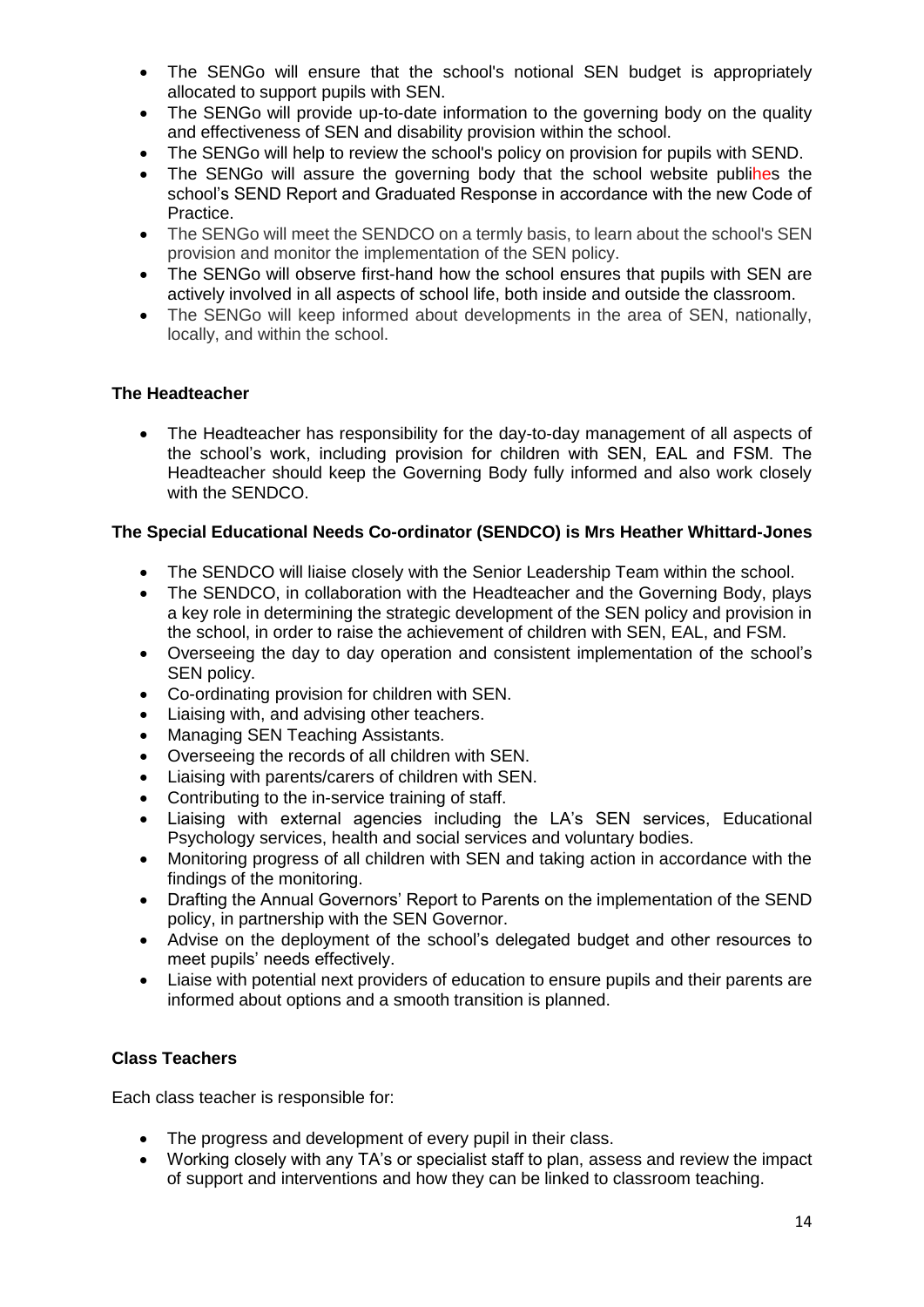- The SENGo will ensure that the school's notional SEN budget is appropriately allocated to support pupils with SEN.
- The SENGo will provide up-to-date information to the governing body on the quality and effectiveness of SEN and disability provision within the school.
- The SENGo will help to review the school's policy on provision for pupils with SEND.
- The SENGo will assure the governing body that the school website publihes the school's SEND Report and Graduated Response in accordance with the new Code of Practice.
- The SENGo will meet the SENDCO on a termly basis, to learn about the school's SEN provision and monitor the implementation of the SEN policy.
- The SENGo will observe first-hand how the school ensures that pupils with SEN are actively involved in all aspects of school life, both inside and outside the classroom.
- The SENGo will keep informed about developments in the area of SEN, nationally, locally, and within the school.

**The Headteacher**

- The Headteacher has responsibility for the day-to-day management of all aspects of the school's work, including provision for children with SEN, EAL and FSM. The Headteacher should keep the Governing Body fully informed and also work closely with the SENDCO.

**The Special Educational Needs Co-ordinator (SENDCO) is Mrs Heather Whittard-Jones**

- The SENDCO will liaise closely with the Senior Leadership Team within the school.
- The SENDCO, in collaboration with the Headteacher and the Governing Body, plays a key role in determining the strategic development of the SEN policy and provision in the school, in order to raise the achievement of children with SEN, EAL, and FSM.
- Overseeing the day to day operation and consistent implementation of the school's SEN policy.
- Co-ordinating provision for children with SEN.
- Liaising with, and advising other teachers.
- Managing SEN Teaching Assistants.
- Overseeing the records of all children with SEN.
- Liaising with parents/carers of children with SEN.
- Contributing to the in-service training of staff.
- Liaising with external agencies including the LA's SEN services, Educational Psychology services, health and social services and voluntary bodies.
- Monitoring progress of all children with SEN and taking action in accordance with the findings of the monitoring.
- Drafting the Annual Governors' Report to Parents on the implementation of the SEND policy, in partnership with the SEN Governor.
- Advise on the deployment of the school's delegated budget and other resources to meet pupils' needs effectively.
- Liaise with potential next providers of education to ensure pupils and their parents are informed about options and a smooth transition is planned.

**Class Teachers**

Each class teacher is responsible for:

- The progress and development of every pupil in their class.
- Working closely with any TA's or specialist staff to plan, assess and review the impact of support and interventions and how they can be linked to classroom teaching.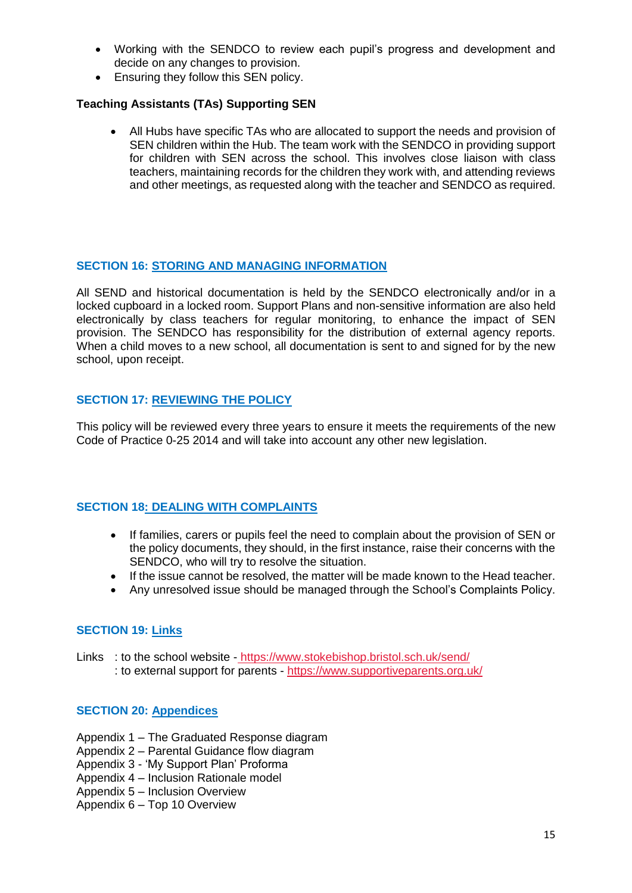- Working with the SENDCO to review each pupil's progress and development and decide on any changes to provision.
- Ensuring they follow this SEN policy.

**Teaching Assistants (TAs) Supporting SEN**

- All Hubs have specific TAs who are allocated to support the needs and provision of SEN children within the Hub. The team work with the SENDCO in providing support for children with SEN across the school. This involves close liaison with class teachers, maintaining records for the children they work with, and attending reviews and other meetings, as requested along with the teacher and SENDCO as required.

## SECTION 16: STORING AND MANAGING INFORMATION

All SEND and historical documentation is held by the SENDCO electronically and/or in a locked cupboard in a locked room. Support Plans and non-sensitive information are also held electronically by class teachers for regular monitoring, to enhance the impact of SEN provision. The SENDCO has responsibility for the distribution of external agency reports. When a child moves to a new school, all documentation is sent to and signed for by the new school, upon receipt.

## SECTION 17: REVIEWING THE POLICY

This policy will be reviewed every three years to ensure it meets the requirements of the new Code of Practice 0-25 2014 and will take into account any other new legislation.

## SECTION 18: DEALING WITH COMPLAINTS

- If families, carers or pupils feel the need to complain about the provision of SEN or the policy documents, they should, in the first instance, raise their concerns with the SENDCO, who will try to resolve the situation.
- If the issue cannot be resolved, the matter will be made known to the Head teacher.
- Any unresolved issue should be managed through the School's Complaints Policy.

## SECTION 19: Links

Links : to the school website - https://www.stokebishop.bristol.sch.uk/send/
: to external support for parents - https://www.supportiveparents.org.uk/

## SECTION 20: Appendices

Appendix 1 – The Graduated Response diagram
Appendix 2 – Parental Guidance flow diagram
Appendix 3 - 'My Support Plan' Proforma
Appendix 4 – Inclusion Rationale model
Appendix 5 – Inclusion Overview
Appendix 6 – Top 10 Overview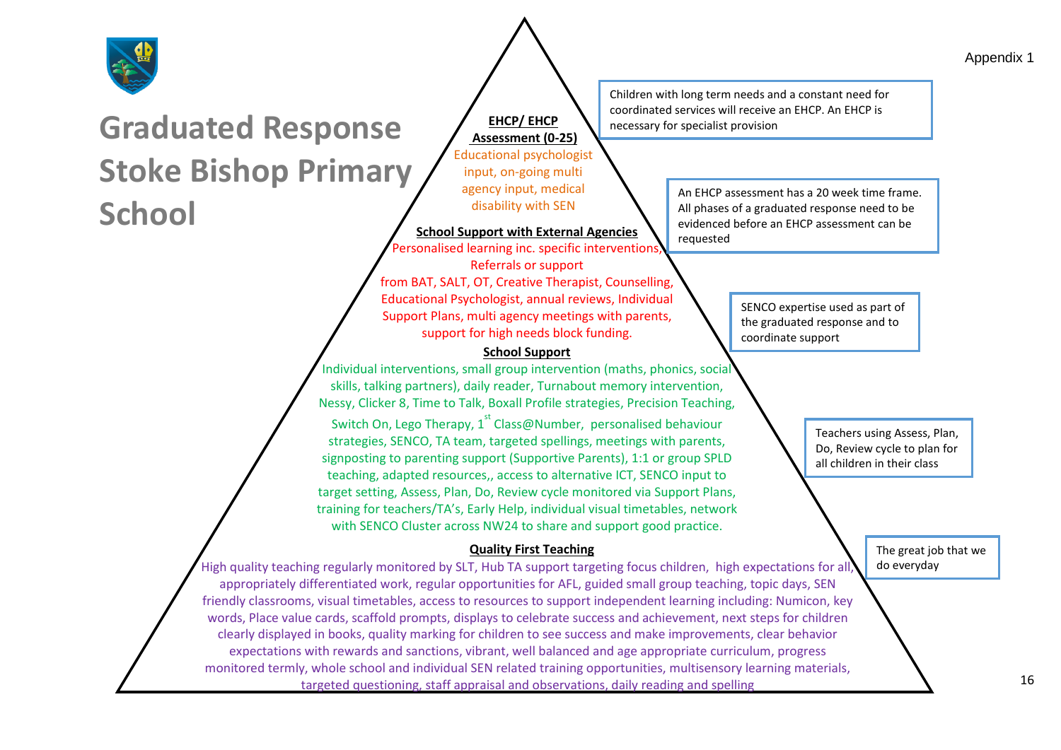Appendix 1

# Graduated Response Stoke Bishop Primary School

**EHCP/ EHCP Assessment (0-25)**

Educational psychologist input, on-going multi agency input, medical disability with SEN

> Children with long term needs and a constant need for coordinated services will receive an EHCP. An EHCP is necessary for specialist provision

> An EHCP assessment has a 20 week time frame. All phases of a graduated response need to be evidenced before an EHCP assessment can be requested

**School Support with External Agencies**

Personalised learning inc. specific interventions, Referrals or support from BAT, SALT, OT, Creative Therapist, Counselling, Educational Psychologist, annual reviews, Individual Support Plans, multi agency meetings with parents, support for high needs block funding.

> SENCO expertise used as part of the graduated response and to coordinate support

**School Support**

Individual interventions, small group intervention (maths, phonics, social skills, talking partners), daily reader, Turnabout memory intervention, Nessy, Clicker 8, Time to Talk, Boxall Profile strategies, Precision Teaching, Switch On, Lego Therapy, 1st Class@Number, personalised behaviour strategies, SENCO, TA team, targeted spellings, meetings with parents, signposting to parenting support (Supportive Parents), 1:1 or group SPLD teaching, adapted resources,, access to alternative ICT, SENCO input to target setting, Assess, Plan, Do, Review cycle monitored via Support Plans, training for teachers/TA's, Early Help, individual visual timetables, network with SENCO Cluster across NW24 to share and support good practice.

> Teachers using Assess, Plan, Do, Review cycle to plan for all children in their class

**Quality First Teaching**

High quality teaching regularly monitored by SLT, Hub TA support targeting focus children, high expectations for all, appropriately differentiated work, regular opportunities for AFL, guided small group teaching, topic days, SEN friendly classrooms, visual timetables, access to resources to support independent learning including: Numicon, key words, Place value cards, scaffold prompts, displays to celebrate success and achievement, next steps for children clearly displayed in books, quality marking for children to see success and make improvements, clear behavior expectations with rewards and sanctions, vibrant, well balanced and age appropriate curriculum, progress monitored termly, whole school and individual SEN related training opportunities, multisensory learning materials, targeted questioning, staff appraisal and observations, daily reading and spelling

> The great job that we do everyday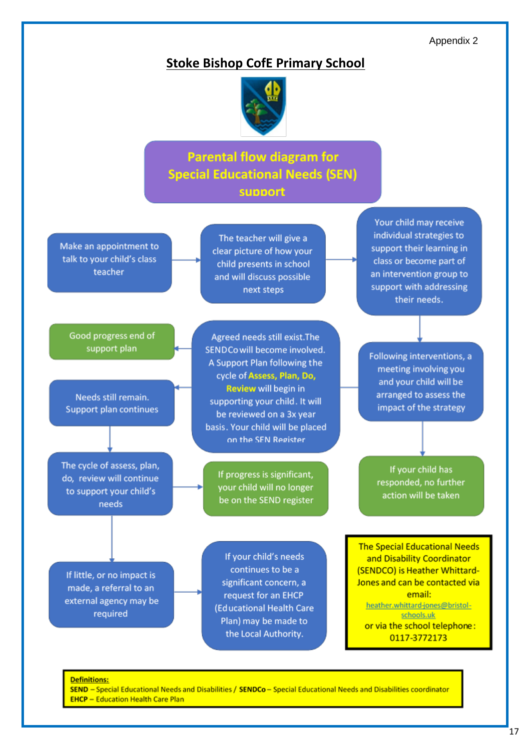Appendix 2

# Stoke Bishop CofE Primary School

## Parental flow diagram for Special Educational Needs (SEN) support

Make an appointment to talk to your child's class teacher

The teacher will give a clear picture of how your child presents in school and will discuss possible next steps

Your child may receive individual strategies to support their learning in class or become part of an intervention group to support with addressing their needs.

Following interventions, a meeting involving you and your child will be arranged to assess the impact of the strategy

If your child has responded, no further action will be taken

Agreed needs still exist. The SENDCo will become involved. A Support Plan following the cycle of **Assess, Plan, Do, Review** will begin in supporting your child. It will be reviewed on a 3x year basis. Your child will be placed on the SEN Register

Good progress end of support plan

Needs still remain. Support plan continues

The cycle of assess, plan, do, review will continue to support your child's needs

If progress is significant, your child will no longer be on the SEND register

If little, or no impact is made, a referral to an external agency may be required

If your child's needs continues to be a significant concern, a request for an EHCP (Educational Health Care Plan) may be made to the Local Authority.

The Special Educational Needs and Disability Coordinator (SENDCO) is Heather Whittard-Jones and can be contacted via email: heather.whittard-jones@bristol-schools.uk or via the school telephone: 0117-3772173

**Definitions:**
**SEND** – Special Educational Needs and Disabilities / **SENDCo** – Special Educational Needs and Disabilities coordinator
**EHCP** – Education Health Care Plan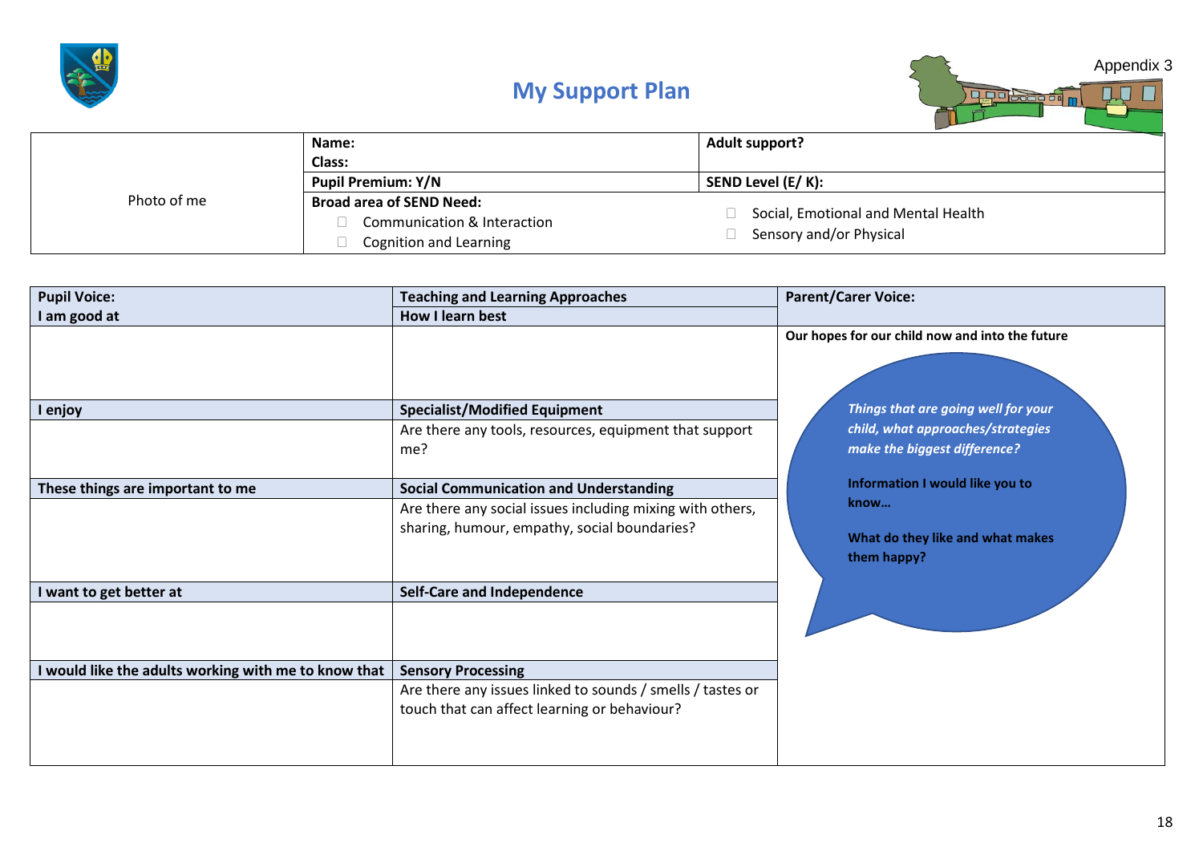Appendix 3

# My Support Plan

| Photo of me | Name:<br>Class: | Adult support? |
|---|---|---|
| | Pupil Premium: Y/N | SEND Level (E/ K): |
| | **Broad area of SEND Need:**<br>☐ Communication & Interaction<br>☐ Cognition and Learning | ☐ Social, Emotional and Mental Health<br>☐ Sensory and/or Physical |

| **Pupil Voice:**<br>**I am good at** | **Teaching and Learning Approaches**<br>**How I learn best** | **Parent/Carer Voice:** |
|---|---|---|
| | | **Our hopes for our child now and into the future**<br><br>***Things that are going well for your child, what approaches/strategies make the biggest difference?***<br><br>**Information I would like you to know…**<br><br>**What do they like and what makes them happy?** |
| **I enjoy** | **Specialist/Modified Equipment** | |
| | Are there any tools, resources, equipment that support me? | |
| **These things are important to me** | **Social Communication and Understanding** | |
| | Are there any social issues including mixing with others, sharing, humour, empathy, social boundaries? | |
| **I want to get better at** | **Self-Care and Independence** | |
| | | |
| **I would like the adults working with me to know that** | **Sensory Processing** | |
| | Are there any issues linked to sounds / smells / tastes or touch that can affect learning or behaviour? | |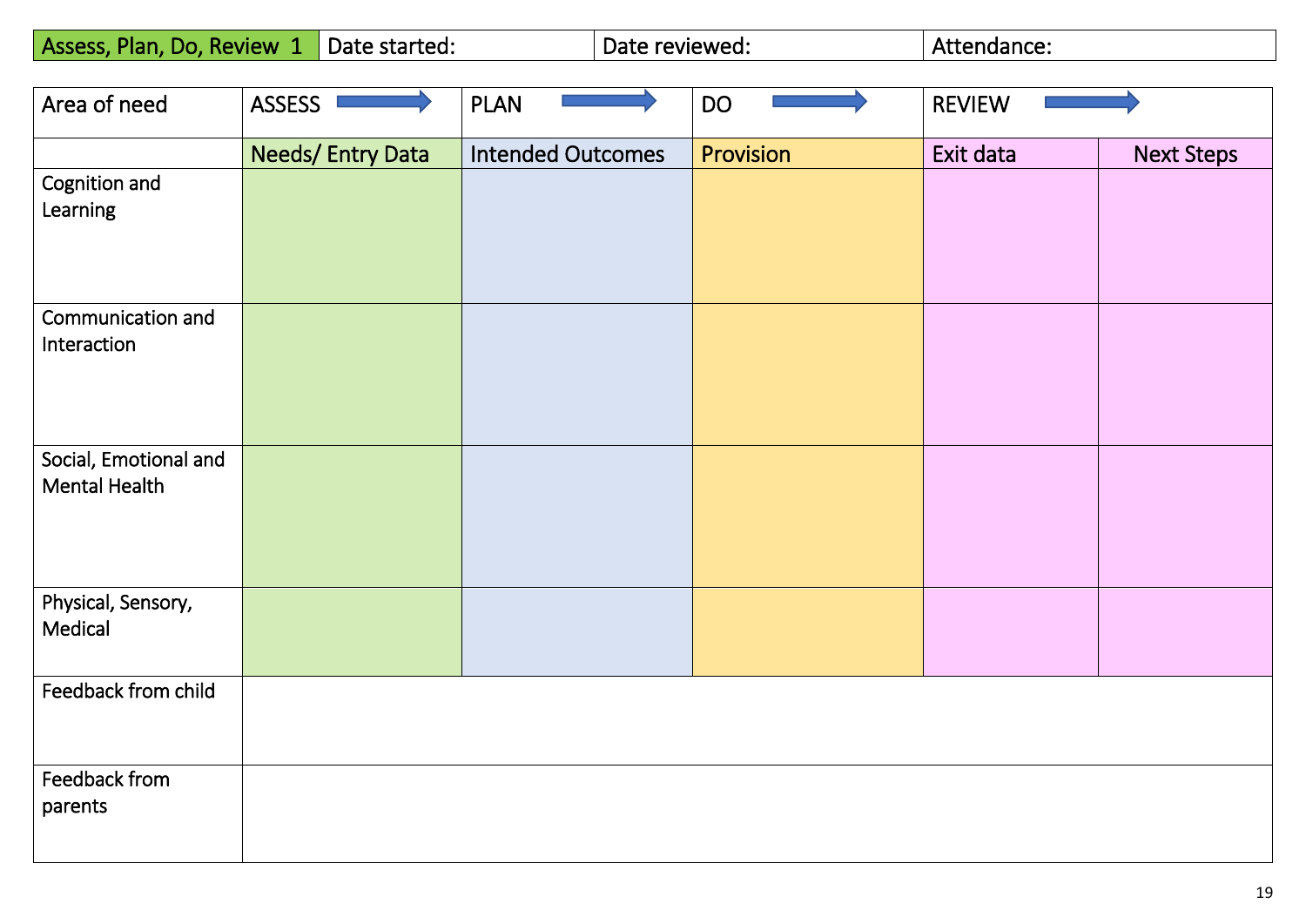| Assess, Plan, Do, Review 1 | Date started: | Date reviewed: | Attendance: |
|---|---|---|---|

| Area of need | ASSESS | PLAN | DO | REVIEW | |
|---|---|---|---|---|---|
| | Needs/ Entry Data | Intended Outcomes | Provision | Exit data | Next Steps |
| Cognition and Learning | | | | | |
| Communication and Interaction | | | | | |
| Social, Emotional and Mental Health | | | | | |
| Physical, Sensory, Medical | | | | | |
| Feedback from child | | | | | |
| Feedback from parents | | | | | |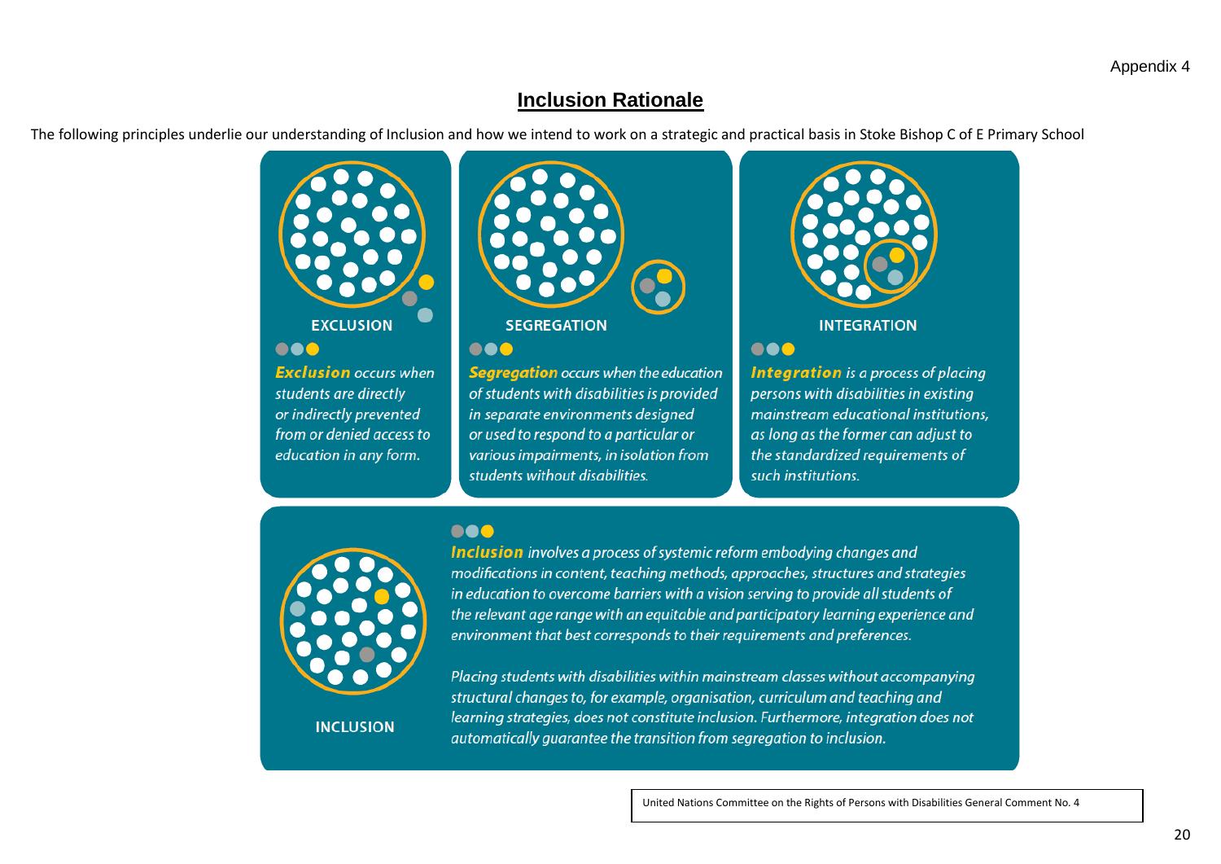Appendix 4

# Inclusion Rationale

The following principles underlie our understanding of Inclusion and how we intend to work on a strategic and practical basis in Stoke Bishop C of E Primary School

### EXCLUSION

***Exclusion*** *occurs when students are directly or indirectly prevented from or denied access to education in any form.*

### SEGREGATION

***Segregation*** *occurs when the education of students with disabilities is provided in separate environments designed or used to respond to a particular or various impairments, in isolation from students without disabilities.*

### INTEGRATION

***Integration*** *is a process of placing persons with disabilities in existing mainstream educational institutions, as long as the former can adjust to the standardized requirements of such institutions.*

### INCLUSION

***Inclusion*** *involves a process of systemic reform embodying changes and modifications in content, teaching methods, approaches, structures and strategies in education to overcome barriers with a vision serving to provide all students of the relevant age range with an equitable and participatory learning experience and environment that best corresponds to their requirements and preferences.*

*Placing students with disabilities within mainstream classes without accompanying structural changes to, for example, organisation, curriculum and teaching and learning strategies, does not constitute inclusion. Furthermore, integration does not automatically guarantee the transition from segregation to inclusion.*

United Nations Committee on the Rights of Persons with Disabilities General Comment No. 4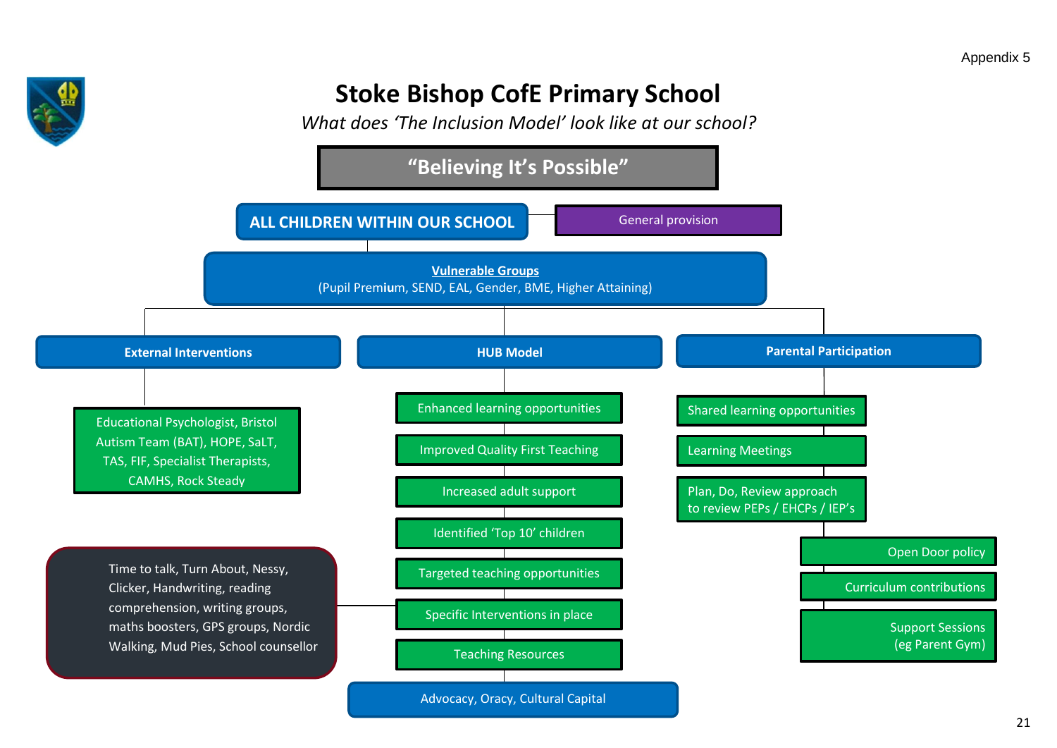Appendix 5

# Stoke Bishop CofE Primary School

*What does 'The Inclusion Model' look like at our school?*

## "Believing It's Possible"

**ALL CHILDREN WITHIN OUR SCHOOL** — General provision

**Vulnerable Groups**
(Pupil Premium, SEND, EAL, Gender, BME, Higher Attaining)

### External Interventions

- Educational Psychologist, Bristol Autism Team (BAT), HOPE, SaLT, TAS, FIF, Specialist Therapists, CAMHS, Rock Steady

### HUB Model

- Enhanced learning opportunities
- Improved Quality First Teaching
- Increased adult support
- Identified 'Top 10' children
- Targeted teaching opportunities
- Specific Interventions in place
  - Time to talk, Turn About, Nessy, Clicker, Handwriting, reading comprehension, writing groups, maths boosters, GPS groups, Nordic Walking, Mud Pies, School counsellor
- Teaching Resources

Advocacy, Oracy, Cultural Capital

### Parental Participation

- Shared learning opportunities
- Learning Meetings
- Plan, Do, Review approach to review PEPs / EHCPs / IEP's
- Open Door policy
- Curriculum contributions
- Support Sessions (eg Parent Gym)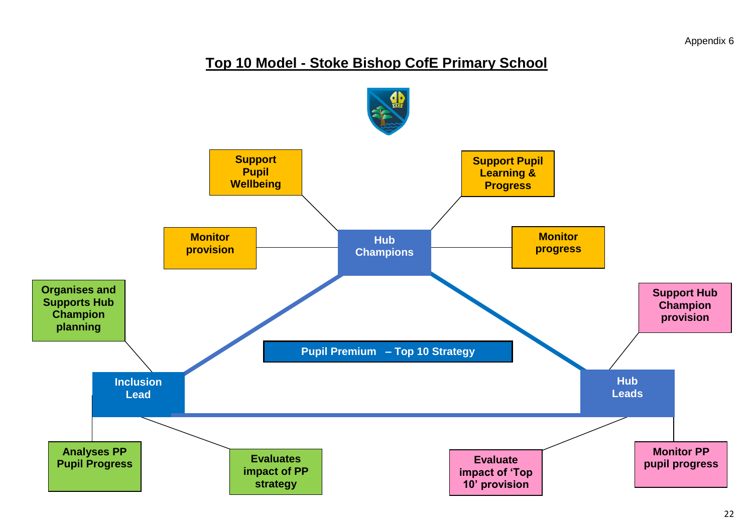Appendix 6

# Top 10 Model - Stoke Bishop CofE Primary School

**Hub Champions**

- Support Pupil Wellbeing
- Support Pupil Learning & Progress
- Monitor provision
- Monitor progress

**Pupil Premium – Top 10 Strategy**

**Inclusion Lead**

- Organises and Supports Hub Champion planning
- Analyses PP Pupil Progress
- Evaluates impact of PP strategy

**Hub Leads**

- Support Hub Champion provision
- Evaluate impact of 'Top 10' provision
- Monitor PP pupil progress